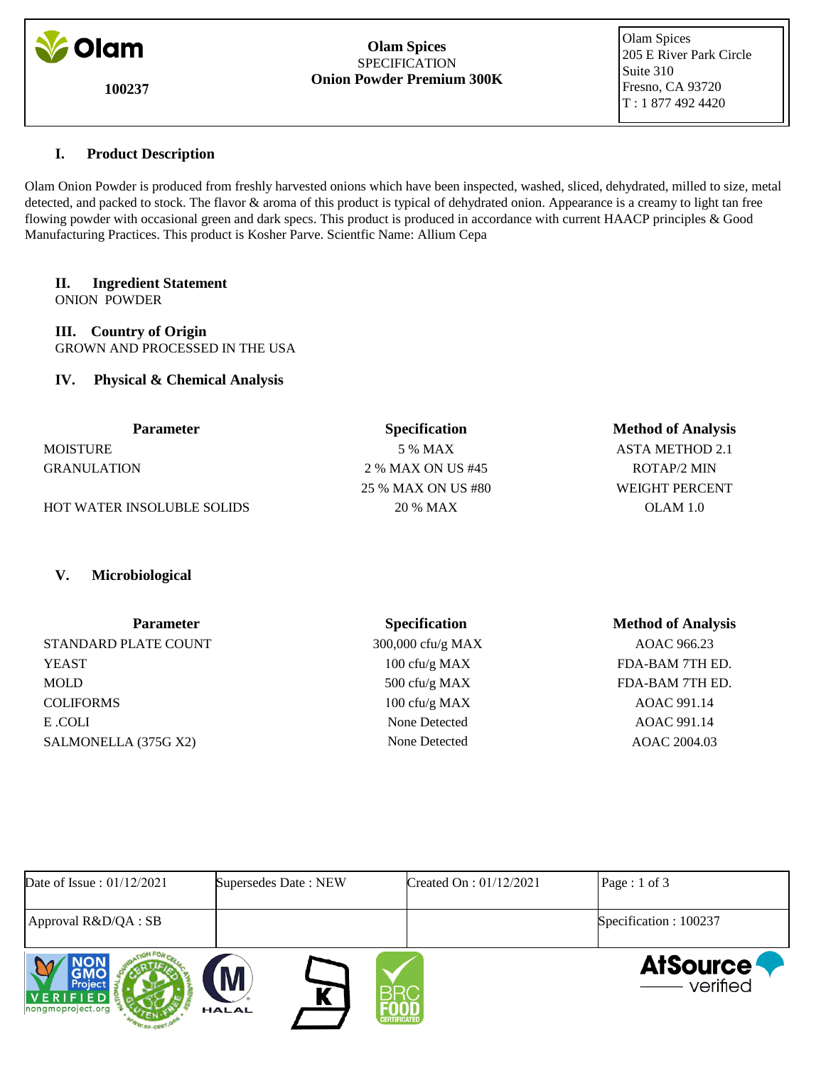| 100237 | **Olam Spices**<br>SPECIFICATION<br>**Onion Powder Premium 300K** | Olam Spices<br>205 E River Park Circle<br>Suite 310<br>Fresno, CA 93720<br>T : 1 877 492 4420 |
|---|---|---|

## I. Product Description

Olam Onion Powder is produced from freshly harvested onions which have been inspected, washed, sliced, dehydrated, milled to size, metal detected, and packed to stock. The flavor & aroma of this product is typical of dehydrated onion. Appearance is a creamy to light tan free flowing powder with occasional green and dark specs. This product is produced in accordance with current HAACP principles & Good Manufacturing Practices. This product is Kosher Parve. Scientfic Name: Allium Cepa

## II. Ingredient Statement

ONION POWDER

## III. Country of Origin

GROWN AND PROCESSED IN THE USA

## IV. Physical & Chemical Analysis

| Parameter | Specification | Method of Analysis |
|---|---|---|
| MOISTURE | 5 % MAX | ASTA METHOD 2.1 |
| GRANULATION | 2 % MAX ON US #45 | ROTAP/2 MIN |
| | 25 % MAX ON US #80 | WEIGHT PERCENT |
| HOT WATER INSOLUBLE SOLIDS | 20 % MAX | OLAM 1.0 |

## V. Microbiological

| Parameter | Specification | Method of Analysis |
|---|---|---|
| STANDARD PLATE COUNT | 300,000 cfu/g MAX | AOAC 966.23 |
| YEAST | 100 cfu/g MAX | FDA-BAM 7TH ED. |
| MOLD | 500 cfu/g MAX | FDA-BAM 7TH ED. |
| COLIFORMS | 100 cfu/g MAX | AOAC 991.14 |
| E .COLI | None Detected | AOAC 991.14 |
| SALMONELLA (375G X2) | None Detected | AOAC 2004.03 |

| Date of Issue : 01/12/2021 | Supersedes Date : NEW | Created On : 01/12/2021 | |
|---|---|---|---|
| Approval R&D/QA : SB | | | Specification : 100237 |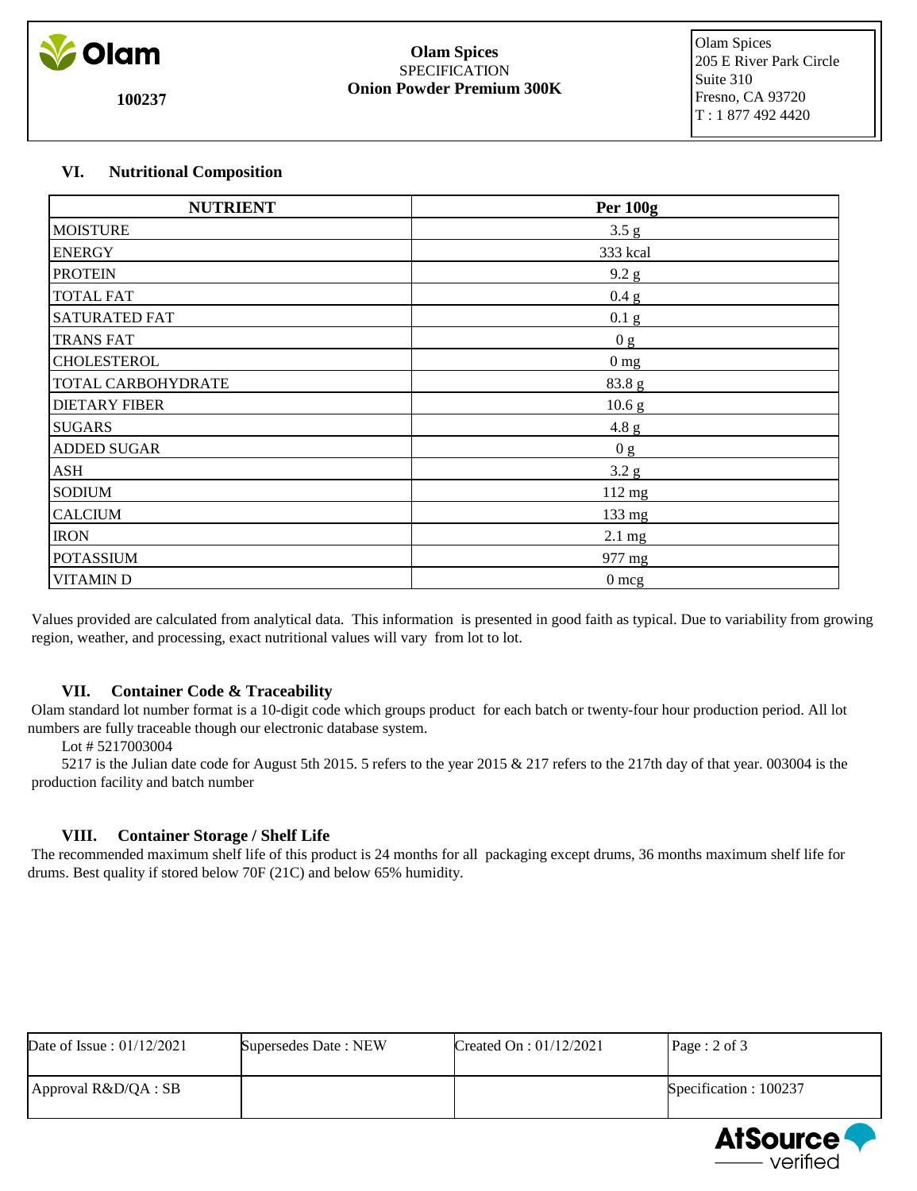## VI. Nutritional Composition

| NUTRIENT | Per 100g |
|---|---|
| MOISTURE | 3.5 g |
| ENERGY | 333 kcal |
| PROTEIN | 9.2 g |
| TOTAL FAT | 0.4 g |
| SATURATED FAT | 0.1 g |
| TRANS FAT | 0 g |
| CHOLESTEROL | 0 mg |
| TOTAL CARBOHYDRATE | 83.8 g |
| DIETARY FIBER | 10.6 g |
| SUGARS | 4.8 g |
| ADDED SUGAR | 0 g |
| ASH | 3.2 g |
| SODIUM | 112 mg |
| CALCIUM | 133 mg |
| IRON | 2.1 mg |
| POTASSIUM | 977 mg |
| VITAMIN D | 0 mcg |

Values provided are calculated from analytical data. This information is presented in good faith as typical. Due to variability from growing region, weather, and processing, exact nutritional values will vary from lot to lot.

## VII. Container Code & Traceability

Olam standard lot number format is a 10-digit code which groups product for each batch or twenty-four hour production period. All lot numbers are fully traceable though our electronic database system.

Lot # 5217003004

5217 is the Julian date code for August 5th 2015. 5 refers to the year 2015 & 217 refers to the 217th day of that year. 003004 is the production facility and batch number

## VIII. Container Storage / Shelf Life

The recommended maximum shelf life of this product is 24 months for all packaging except drums, 36 months maximum shelf life for drums. Best quality if stored below 70F (21C) and below 65% humidity.

| Date of Issue : 01/12/2021 | Supersedes Date : NEW | Created On : 01/12/2021 | Page : 2 of 3 |
|---|---|---|---|
| Approval R&D/QA : SB | | | Specification : 100237 |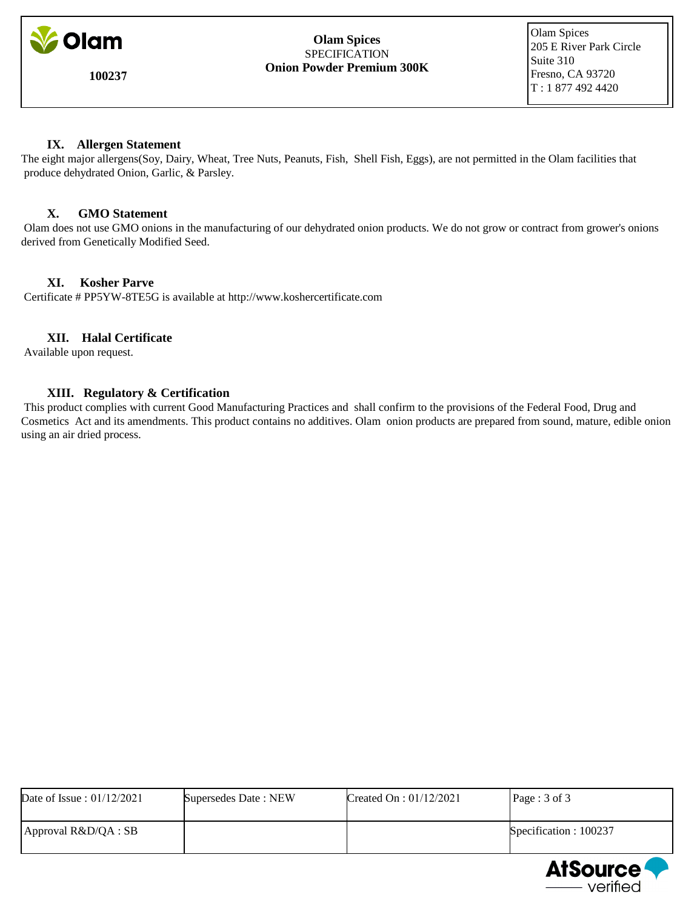## IX. Allergen Statement

The eight major allergens(Soy, Dairy, Wheat, Tree Nuts, Peanuts, Fish, Shell Fish, Eggs), are not permitted in the Olam facilities that produce dehydrated Onion, Garlic, & Parsley.

## X. GMO Statement

Olam does not use GMO onions in the manufacturing of our dehydrated onion products. We do not grow or contract from grower's onions derived from Genetically Modified Seed.

## XI. Kosher Parve

Certificate # PP5YW-8TE5G is available at http://www.koshercertificate.com

## XII. Halal Certificate

Available upon request.

## XIII. Regulatory & Certification

This product complies with current Good Manufacturing Practices and shall confirm to the provisions of the Federal Food, Drug and Cosmetics Act and its amendments. This product contains no additives. Olam onion products are prepared from sound, mature, edible onion using an air dried process.

| | | | |
|---|---|---|---|
| Date of Issue : 01/12/2021 | Supersedes Date : NEW | Created On : 01/12/2021 | Page : 3 of 3 |
| Approval R&D/QA : SB | | | Specification : 100237 |